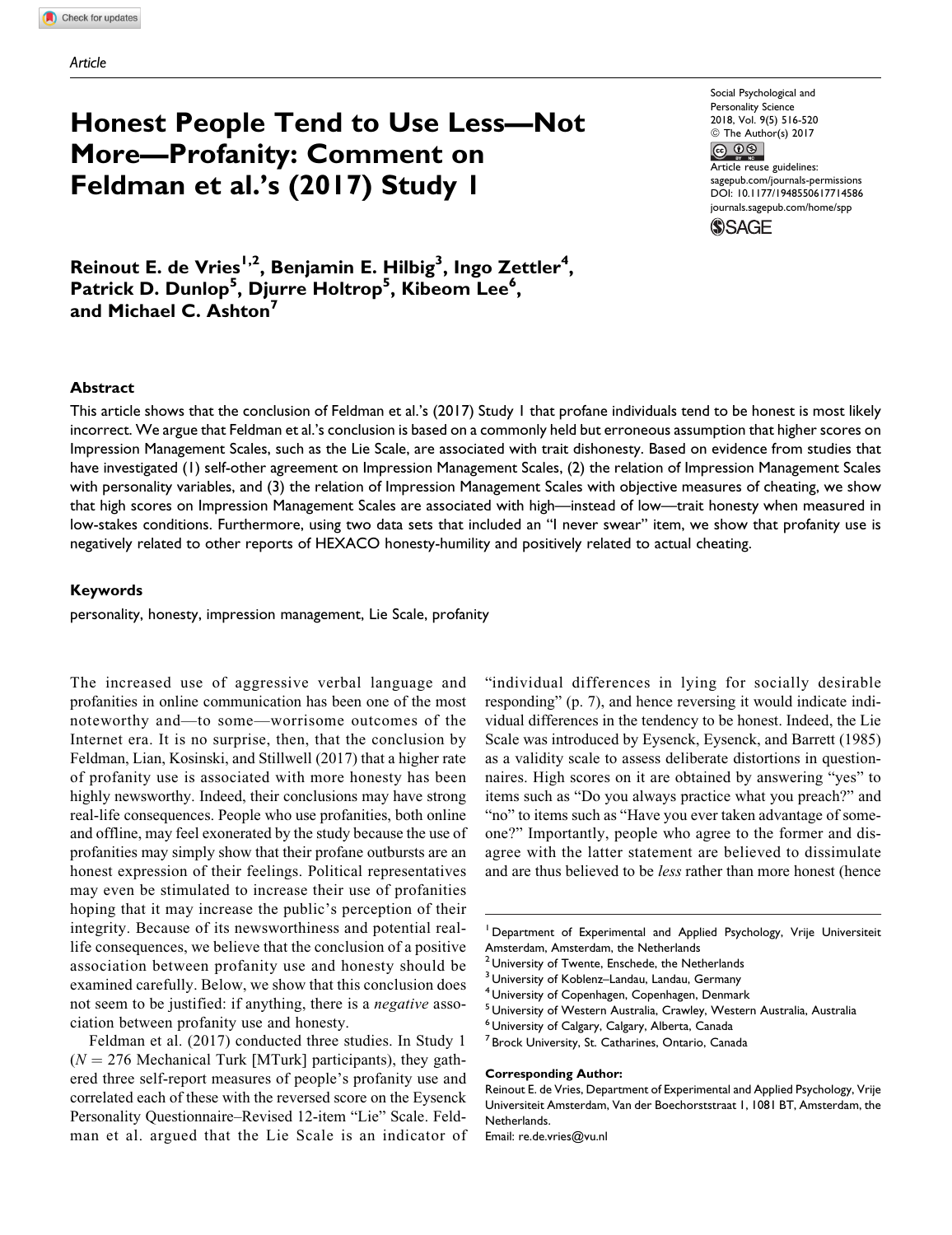Article

# Honest People Tend to Use Less—Not More—Profanity: Comment on Feldman et al.'s (2017) Study 1

**Reinout E. de Vries[1,2], Benjamin E. Hilbig[3], Ingo Zettler[4], Patrick D. Dunlop[5], Djurre Holtrop[5], Kibeom Lee[6], and Michael C. Ashton[7]**

## Abstract

This article shows that the conclusion of Feldman et al.'s (2017) Study 1 that profane individuals tend to be honest is most likely incorrect. We argue that Feldman et al.'s conclusion is based on a commonly held but erroneous assumption that higher scores on Impression Management Scales, such as the Lie Scale, are associated with trait dishonesty. Based on evidence from studies that have investigated (1) self-other agreement on Impression Management Scales, (2) the relation of Impression Management Scales with personality variables, and (3) the relation of Impression Management Scales with objective measures of cheating, we show that high scores on Impression Management Scales are associated with high—instead of low—trait honesty when measured in low-stakes conditions. Furthermore, using two data sets that included an "I never swear" item, we show that profanity use is negatively related to other reports of HEXACO honesty-humility and positively related to actual cheating.

## Keywords

personality, honesty, impression management, Lie Scale, profanity

The increased use of aggressive verbal language and profanities in online communication has been one of the most noteworthy and—to some—worrisome outcomes of the Internet era. It is no surprise, then, that the conclusion by Feldman, Lian, Kosinski, and Stillwell (2017) that a higher rate of profanity use is associated with more honesty has been highly newsworthy. Indeed, their conclusions may have strong real-life consequences. People who use profanities, both online and offline, may feel exonerated by the study because the use of profanities may simply show that their profane outbursts are an honest expression of their feelings. Political representatives may even be stimulated to increase their use of profanities hoping that it may increase the public's perception of their integrity. Because of its newsworthiness and potential real-life consequences, we believe that the conclusion of a positive association between profanity use and honesty should be examined carefully. Below, we show that this conclusion does not seem to be justified: if anything, there is a *negative* association between profanity use and honesty.

Feldman et al. (2017) conducted three studies. In Study 1 ($N = 276$ Mechanical Turk [MTurk] participants), they gathered three self-report measures of people's profanity use and correlated each of these with the reversed score on the Eysenck Personality Questionnaire–Revised 12-item "Lie" Scale. Feldman et al. argued that the Lie Scale is an indicator of "individual differences in lying for socially desirable responding" (p. 7), and hence reversing it would indicate individual differences in the tendency to be honest. Indeed, the Lie Scale was introduced by Eysenck, Eysenck, and Barrett (1985) as a validity scale to assess deliberate distortions in questionnaires. High scores on it are obtained by answering "yes" to items such as "Do you always practice what you preach?" and "no" to items such as "Have you ever taken advantage of someone?" Importantly, people who agree to the former and disagree with the latter statement are believed to dissimulate and are thus believed to be *less* rather than more honest (hence

[1] Department of Experimental and Applied Psychology, Vrije Universiteit Amsterdam, Amsterdam, the Netherlands
[2] University of Twente, Enschede, the Netherlands
[3] University of Koblenz–Landau, Landau, Germany
[4] University of Copenhagen, Copenhagen, Denmark
[5] University of Western Australia, Crawley, Western Australia, Australia
[6] University of Calgary, Calgary, Alberta, Canada
[7] Brock University, St. Catharines, Ontario, Canada

**Corresponding Author:**
Reinout E. de Vries, Department of Experimental and Applied Psychology, Vrije Universiteit Amsterdam, Van der Boechorststraat 1, 1081 BT, Amsterdam, the Netherlands.
Email: re.de.vries@vu.nl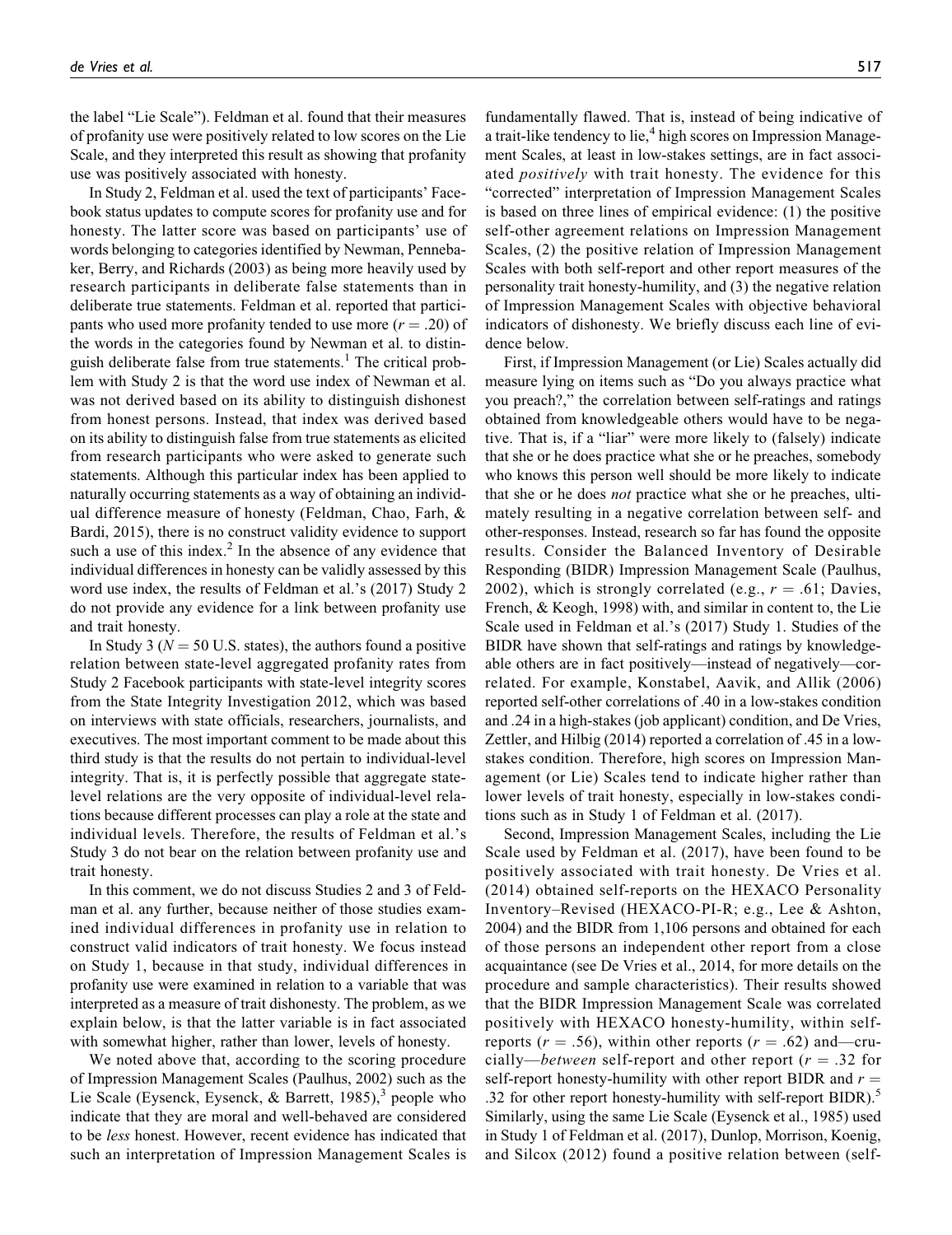the label "Lie Scale"). Feldman et al. found that their measures of profanity use were positively related to low scores on the Lie Scale, and they interpreted this result as showing that profanity use was positively associated with honesty.

In Study 2, Feldman et al. used the text of participants' Facebook status updates to compute scores for profanity use and for honesty. The latter score was based on participants' use of words belonging to categories identified by Newman, Pennebaker, Berry, and Richards (2003) as being more heavily used by research participants in deliberate false statements than in deliberate true statements. Feldman et al. reported that participants who used more profanity tended to use more ($r = .20$) of the words in the categories found by Newman et al. to distinguish deliberate false from true statements.[1] The critical problem with Study 2 is that the word use index of Newman et al. was not derived based on its ability to distinguish dishonest from honest persons. Instead, that index was derived based on its ability to distinguish false from true statements as elicited from research participants who were asked to generate such statements. Although this particular index has been applied to naturally occurring statements as a way of obtaining an individual difference measure of honesty (Feldman, Chao, Farh, & Bardi, 2015), there is no construct validity evidence to support such a use of this index.[2] In the absence of any evidence that individual differences in honesty can be validly assessed by this word use index, the results of Feldman et al.'s (2017) Study 2 do not provide any evidence for a link between profanity use and trait honesty.

In Study 3 ($N = 50$ U.S. states), the authors found a positive relation between state-level aggregated profanity rates from Study 2 Facebook participants with state-level integrity scores from the State Integrity Investigation 2012, which was based on interviews with state officials, researchers, journalists, and executives. The most important comment to be made about this third study is that the results do not pertain to individual-level integrity. That is, it is perfectly possible that aggregate state-level relations are the very opposite of individual-level relations because different processes can play a role at the state and individual levels. Therefore, the results of Feldman et al.'s Study 3 do not bear on the relation between profanity use and trait honesty.

In this comment, we do not discuss Studies 2 and 3 of Feldman et al. any further, because neither of those studies examined individual differences in profanity use in relation to construct valid indicators of trait honesty. We focus instead on Study 1, because in that study, individual differences in profanity use were examined in relation to a variable that was interpreted as a measure of trait dishonesty. The problem, as we explain below, is that the latter variable is in fact associated with somewhat higher, rather than lower, levels of honesty.

We noted above that, according to the scoring procedure of Impression Management Scales (Paulhus, 2002) such as the Lie Scale (Eysenck, Eysenck, & Barrett, 1985),[3] people who indicate that they are moral and well-behaved are considered to be *less* honest. However, recent evidence has indicated that such an interpretation of Impression Management Scales is fundamentally flawed. That is, instead of being indicative of a trait-like tendency to lie,[4] high scores on Impression Management Scales, at least in low-stakes settings, are in fact associated *positively* with trait honesty. The evidence for this "corrected" interpretation of Impression Management Scales is based on three lines of empirical evidence: (1) the positive self-other agreement relations on Impression Management Scales, (2) the positive relation of Impression Management Scales with both self-report and other report measures of the personality trait honesty-humility, and (3) the negative relation of Impression Management Scales with objective behavioral indicators of dishonesty. We briefly discuss each line of evidence below.

First, if Impression Management (or Lie) Scales actually did measure lying on items such as "Do you always practice what you preach?," the correlation between self-ratings and ratings obtained from knowledgeable others would have to be negative. That is, if a "liar" were more likely to (falsely) indicate that she or he does practice what she or he preaches, somebody who knows this person well should be more likely to indicate that she or he does *not* practice what she or he preaches, ultimately resulting in a negative correlation between self- and other-responses. Instead, research so far has found the opposite results. Consider the Balanced Inventory of Desirable Responding (BIDR) Impression Management Scale (Paulhus, 2002), which is strongly correlated (e.g., $r = .61$; Davies, French, & Keogh, 1998) with, and similar in content to, the Lie Scale used in Feldman et al.'s (2017) Study 1. Studies of the BIDR have shown that self-ratings and ratings by knowledgeable others are in fact positively—instead of negatively—correlated. For example, Konstabel, Aavik, and Allik (2006) reported self-other correlations of .40 in a low-stakes condition and .24 in a high-stakes (job applicant) condition, and De Vries, Zettler, and Hilbig (2014) reported a correlation of .45 in a low-stakes condition. Therefore, high scores on Impression Management (or Lie) Scales tend to indicate higher rather than lower levels of trait honesty, especially in low-stakes conditions such as in Study 1 of Feldman et al. (2017).

Second, Impression Management Scales, including the Lie Scale used by Feldman et al. (2017), have been found to be positively associated with trait honesty. De Vries et al. (2014) obtained self-reports on the HEXACO Personality Inventory–Revised (HEXACO-PI-R; e.g., Lee & Ashton, 2004) and the BIDR from 1,106 persons and obtained for each of those persons an independent other report from a close acquaintance (see De Vries et al., 2014, for more details on the procedure and sample characteristics). Their results showed that the BIDR Impression Management Scale was correlated positively with HEXACO honesty-humility, within self-reports ($r = .56$), within other reports ($r = .62$) and—crucially—*between* self-report and other report ($r = .32$ for self-report honesty-humility with other report BIDR and $r = .32$ for other report honesty-humility with self-report BIDR).[5] Similarly, using the same Lie Scale (Eysenck et al., 1985) used in Study 1 of Feldman et al. (2017), Dunlop, Morrison, Koenig, and Silcox (2012) found a positive relation between (self-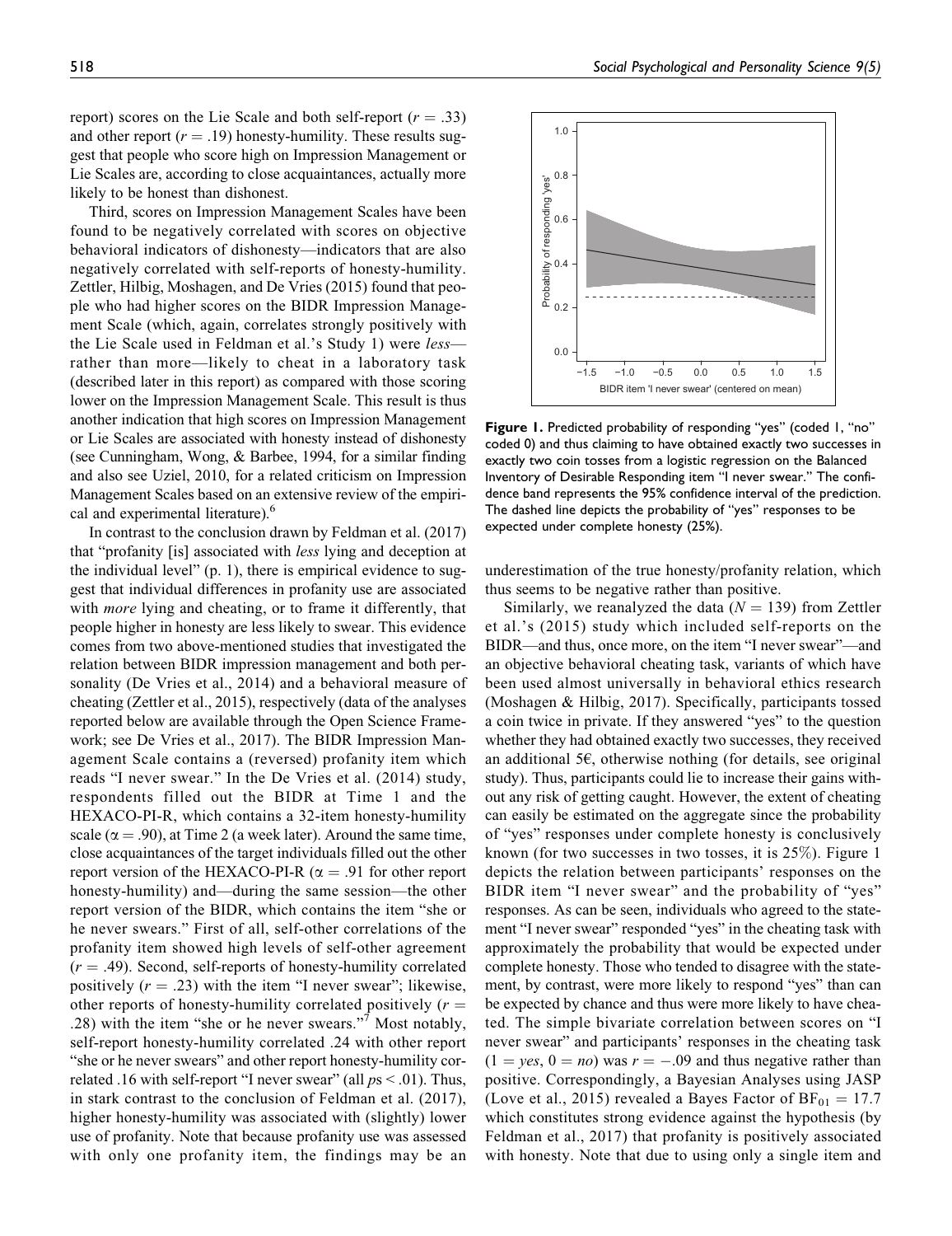report) scores on the Lie Scale and both self-report ($r = .33$) and other report ($r = .19$) honesty-humility. These results suggest that people who score high on Impression Management or Lie Scales are, according to close acquaintances, actually more likely to be honest than dishonest.

Third, scores on Impression Management Scales have been found to be negatively correlated with scores on objective behavioral indicators of dishonesty—indicators that are also negatively correlated with self-reports of honesty-humility. Zettler, Hilbig, Moshagen, and De Vries (2015) found that people who had higher scores on the BIDR Impression Management Scale (which, again, correlates strongly positively with the Lie Scale used in Feldman et al.'s Study 1) were *less*—rather than more—likely to cheat in a laboratory task (described later in this report) as compared with those scoring lower on the Impression Management Scale. This result is thus another indication that high scores on Impression Management or Lie Scales are associated with honesty instead of dishonesty (see Cunningham, Wong, & Barbee, 1994, for a similar finding and also see Uziel, 2010, for a related criticism on Impression Management Scales based on an extensive review of the empirical and experimental literature).[6]

In contrast to the conclusion drawn by Feldman et al. (2017) that "profanity [is] associated with *less* lying and deception at the individual level" (p. 1), there is empirical evidence to suggest that individual differences in profanity use are associated with *more* lying and cheating, or to frame it differently, that people higher in honesty are less likely to swear. This evidence comes from two above-mentioned studies that investigated the relation between BIDR impression management and both personality (De Vries et al., 2014) and a behavioral measure of cheating (Zettler et al., 2015), respectively (data of the analyses reported below are available through the Open Science Framework; see De Vries et al., 2017). The BIDR Impression Management Scale contains a (reversed) profanity item which reads "I never swear." In the De Vries et al. (2014) study, respondents filled out the BIDR at Time 1 and the HEXACO-PI-R, which contains a 32-item honesty-humility scale ($\alpha = .90$), at Time 2 (a week later). Around the same time, close acquaintances of the target individuals filled out the other report version of the HEXACO-PI-R ($\alpha = .91$ for other report honesty-humility) and—during the same session—the other report version of the BIDR, which contains the item "she or he never swears." First of all, self-other correlations of the profanity item showed high levels of self-other agreement ($r = .49$). Second, self-reports of honesty-humility correlated positively ($r = .23$) with the item "I never swear"; likewise, other reports of honesty-humility correlated positively ($r = .28$) with the item "she or he never swears."[7] Most notably, self-report honesty-humility correlated .24 with other report "she or he never swears" and other report honesty-humility correlated .16 with self-report "I never swear" (all $ps < .01$). Thus, in stark contrast to the conclusion of Feldman et al. (2017), higher honesty-humility was associated with (slightly) lower use of profanity. Note that because profanity use was assessed with only one profanity item, the findings may be an underestimation of the true honesty/profanity relation, which thus seems to be negative rather than positive.

**Figure 1.** Predicted probability of responding "yes" (coded 1, "no" coded 0) and thus claiming to have obtained exactly two successes in exactly two coin tosses from a logistic regression on the Balanced Inventory of Desirable Responding item "I never swear." The confidence band represents the 95% confidence interval of the prediction. The dashed line depicts the probability of "yes" responses to be expected under complete honesty (25%).

Similarly, we reanalyzed the data ($N = 139$) from Zettler et al.'s (2015) study which included self-reports on the BIDR—and thus, once more, on the item "I never swear"—and an objective behavioral cheating task, variants of which have been used almost universally in behavioral ethics research (Moshagen & Hilbig, 2017). Specifically, participants tossed a coin twice in private. If they answered "yes" to the question whether they had obtained exactly two successes, they received an additional 5€, otherwise nothing (for details, see original study). Thus, participants could lie to increase their gains without any risk of getting caught. However, the extent of cheating can easily be estimated on the aggregate since the probability of "yes" responses under complete honesty is conclusively known (for two successes in two tosses, it is 25%). Figure 1 depicts the relation between participants' responses on the BIDR item "I never swear" and the probability of "yes" responses. As can be seen, individuals who agreed to the statement "I never swear" responded "yes" in the cheating task with approximately the probability that would be expected under complete honesty. Those who tended to disagree with the statement, by contrast, were more likely to respond "yes" than can be expected by chance and thus were more likely to have cheated. The simple bivariate correlation between scores on "I never swear" and participants' responses in the cheating task ($1 = yes$, $0 = no$) was $r = -.09$ and thus negative rather than positive. Correspondingly, a Bayesian Analyses using JASP (Love et al., 2015) revealed a Bayes Factor of $BF_{01} = 17.7$ which constitutes strong evidence against the hypothesis (by Feldman et al., 2017) that profanity is positively associated with honesty. Note that due to using only a single item and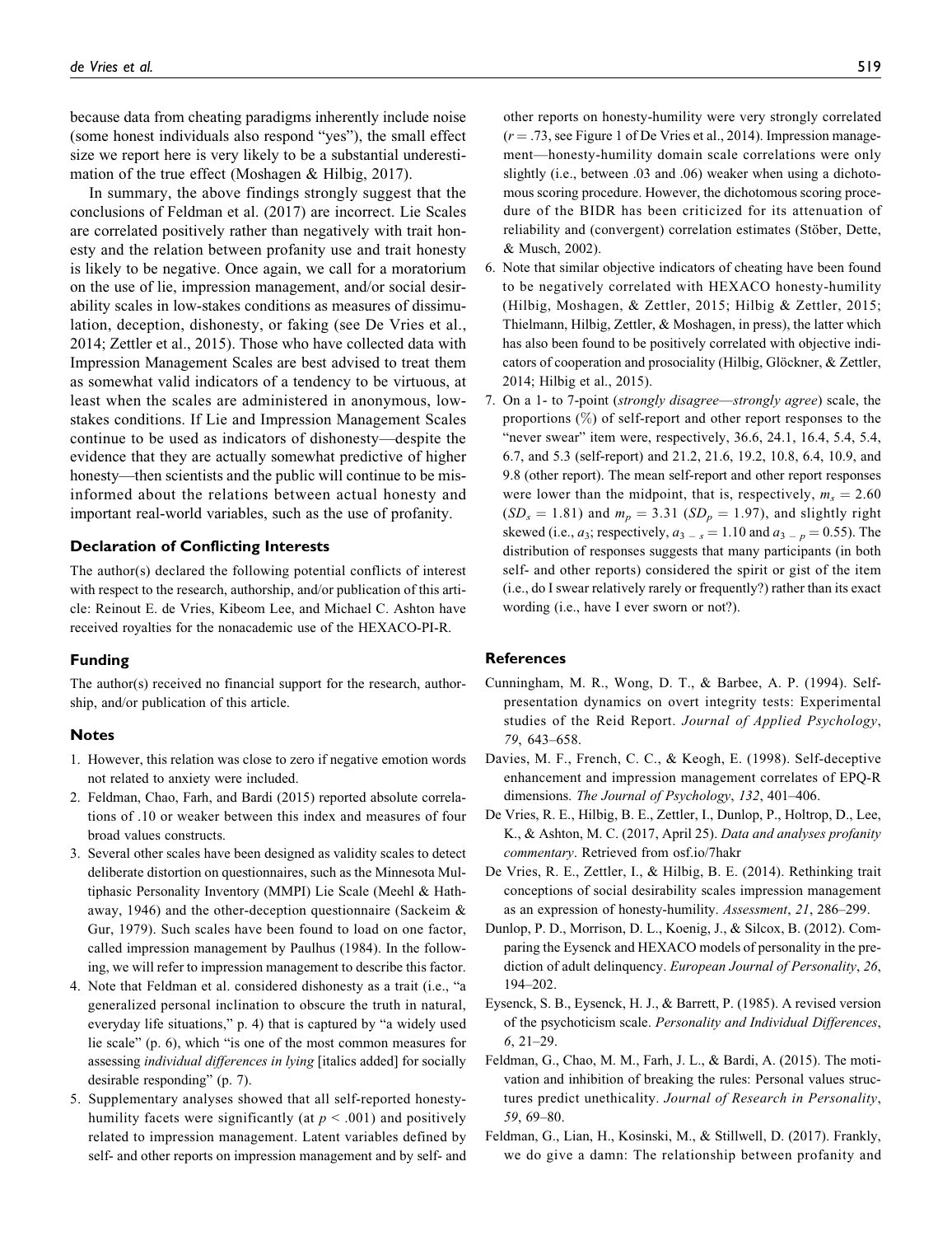because data from cheating paradigms inherently include noise (some honest individuals also respond "yes"), the small effect size we report here is very likely to be a substantial underestimation of the true effect (Moshagen & Hilbig, 2017).

In summary, the above findings strongly suggest that the conclusions of Feldman et al. (2017) are incorrect. Lie Scales are correlated positively rather than negatively with trait honesty and the relation between profanity use and trait honesty is likely to be negative. Once again, we call for a moratorium on the use of lie, impression management, and/or social desirability scales in low-stakes conditions as measures of dissimulation, deception, dishonesty, or faking (see De Vries et al., 2014; Zettler et al., 2015). Those who have collected data with Impression Management Scales are best advised to treat them as somewhat valid indicators of a tendency to be virtuous, at least when the scales are administered in anonymous, low-stakes conditions. If Lie and Impression Management Scales continue to be used as indicators of dishonesty—despite the evidence that they are actually somewhat predictive of higher honesty—then scientists and the public will continue to be misinformed about the relations between actual honesty and important real-world variables, such as the use of profanity.

### Declaration of Conflicting Interests

The author(s) declared the following potential conflicts of interest with respect to the research, authorship, and/or publication of this article: Reinout E. de Vries, Kibeom Lee, and Michael C. Ashton have received royalties for the nonacademic use of the HEXACO-PI-R.

### Funding

The author(s) received no financial support for the research, authorship, and/or publication of this article.

### Notes

1. However, this relation was close to zero if negative emotion words not related to anxiety were included.
2. Feldman, Chao, Farh, and Bardi (2015) reported absolute correlations of .10 or weaker between this index and measures of four broad values constructs.
3. Several other scales have been designed as validity scales to detect deliberate distortion on questionnaires, such as the Minnesota Multiphasic Personality Inventory (MMPI) Lie Scale (Meehl & Hathaway, 1946) and the other-deception questionnaire (Sackeim & Gur, 1979). Such scales have been found to load on one factor, called impression management by Paulhus (1984). In the following, we will refer to impression management to describe this factor.
4. Note that Feldman et al. considered dishonesty as a trait (i.e., "a generalized personal inclination to obscure the truth in natural, everyday life situations," p. 4) that is captured by "a widely used lie scale" (p. 6), which "is one of the most common measures for assessing *individual differences in lying* [italics added] for socially desirable responding" (p. 7).
5. Supplementary analyses showed that all self-reported honesty-humility facets were significantly (at $p < .001$) and positively related to impression management. Latent variables defined by self- and other reports on impression management and by self- and other reports on honesty-humility were very strongly correlated ($r = .73$, see Figure 1 of De Vries et al., 2014). Impression management—honesty-humility domain scale correlations were only slightly (i.e., between .03 and .06) weaker when using a dichotomous scoring procedure. However, the dichotomous scoring procedure of the BIDR has been criticized for its attenuation of reliability and (convergent) correlation estimates (Stöber, Dette, & Musch, 2002).
6. Note that similar objective indicators of cheating have been found to be negatively correlated with HEXACO honesty-humility (Hilbig, Moshagen, & Zettler, 2015; Hilbig & Zettler, 2015; Thielmann, Hilbig, Zettler, & Moshagen, in press), the latter which has also been found to be positively correlated with objective indicators of cooperation and prosociality (Hilbig, Glöckner, & Zettler, 2014; Hilbig et al., 2015).
7. On a 1- to 7-point (*strongly disagree—strongly agree*) scale, the proportions (%) of self-report and other report responses to the "never swear" item were, respectively, 36.6, 24.1, 16.4, 5.4, 5.4, 6.7, and 5.3 (self-report) and 21.2, 21.6, 19.2, 10.8, 6.4, 10.9, and 9.8 (other report). The mean self-report and other report responses were lower than the midpoint, that is, respectively, $m_s = 2.60$ ($SD_s = 1.81$) and $m_p = 3.31$ ($SD_p = 1.97$), and slightly right skewed (i.e., $a_3$; respectively, $a_{3-s} = 1.10$ and $a_{3-p} = 0.55$). The distribution of responses suggests that many participants (in both self- and other reports) considered the spirit or gist of the item (i.e., do I swear relatively rarely or frequently?) rather than its exact wording (i.e., have I ever sworn or not?).

### References

Cunningham, M. R., Wong, D. T., & Barbee, A. P. (1994). Self-presentation dynamics on overt integrity tests: Experimental studies of the Reid Report. *Journal of Applied Psychology*, *79*, 643–658.

Davies, M. F., French, C. C., & Keogh, E. (1998). Self-deceptive enhancement and impression management correlates of EPQ-R dimensions. *The Journal of Psychology*, *132*, 401–406.

De Vries, R. E., Hilbig, B. E., Zettler, I., Dunlop, P., Holtrop, D., Lee, K., & Ashton, M. C. (2017, April 25). *Data and analyses profanity commentary*. Retrieved from osf.io/7hakr

De Vries, R. E., Zettler, I., & Hilbig, B. E. (2014). Rethinking trait conceptions of social desirability scales impression management as an expression of honesty-humility. *Assessment*, *21*, 286–299.

Dunlop, P. D., Morrison, D. L., Koenig, J., & Silcox, B. (2012). Comparing the Eysenck and HEXACO models of personality in the prediction of adult delinquency. *European Journal of Personality*, *26*, 194–202.

Eysenck, S. B., Eysenck, H. J., & Barrett, P. (1985). A revised version of the psychoticism scale. *Personality and Individual Differences*, *6*, 21–29.

Feldman, G., Chao, M. M., Farh, J. L., & Bardi, A. (2015). The motivation and inhibition of breaking the rules: Personal values structures predict unethicality. *Journal of Research in Personality*, *59*, 69–80.

Feldman, G., Lian, H., Kosinski, M., & Stillwell, D. (2017). Frankly, we do give a damn: The relationship between profanity and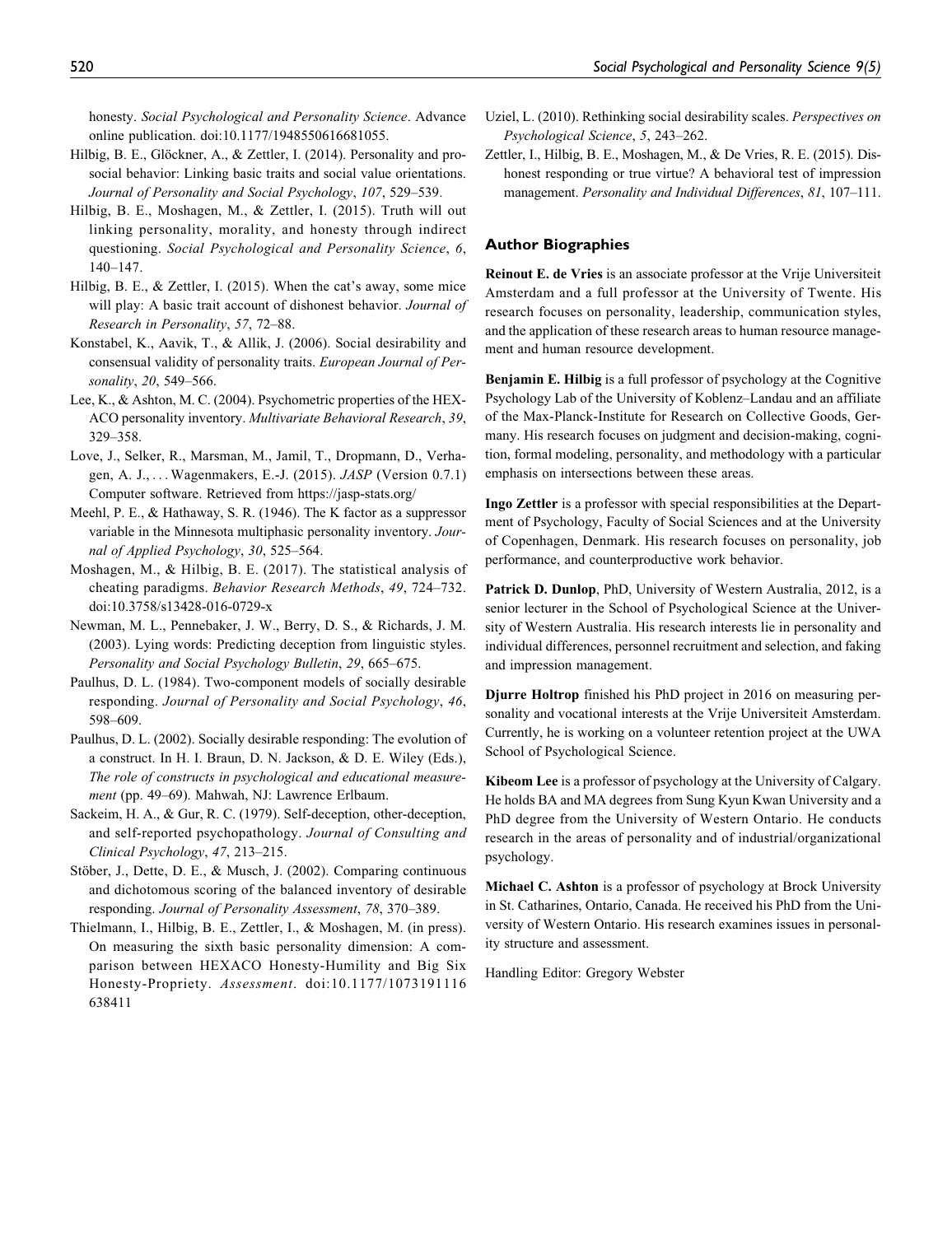honesty. *Social Psychological and Personality Science*. Advance online publication. doi:10.1177/1948550616681055.

Hilbig, B. E., Glöckner, A., & Zettler, I. (2014). Personality and prosocial behavior: Linking basic traits and social value orientations. *Journal of Personality and Social Psychology*, *107*, 529–539.

Hilbig, B. E., Moshagen, M., & Zettler, I. (2015). Truth will out linking personality, morality, and honesty through indirect questioning. *Social Psychological and Personality Science*, *6*, 140–147.

Hilbig, B. E., & Zettler, I. (2015). When the cat's away, some mice will play: A basic trait account of dishonest behavior. *Journal of Research in Personality*, *57*, 72–88.

Konstabel, K., Aavik, T., & Allik, J. (2006). Social desirability and consensual validity of personality traits. *European Journal of Personality*, *20*, 549–566.

Lee, K., & Ashton, M. C. (2004). Psychometric properties of the HEXACO personality inventory. *Multivariate Behavioral Research*, *39*, 329–358.

Love, J., Selker, R., Marsman, M., Jamil, T., Dropmann, D., Verhagen, A. J., . . . Wagenmakers, E.-J. (2015). *JASP* (Version 0.7.1) Computer software. Retrieved from https://jasp-stats.org/

Meehl, P. E., & Hathaway, S. R. (1946). The K factor as a suppressor variable in the Minnesota multiphasic personality inventory. *Journal of Applied Psychology*, *30*, 525–564.

Moshagen, M., & Hilbig, B. E. (2017). The statistical analysis of cheating paradigms. *Behavior Research Methods*, *49*, 724–732. doi:10.3758/s13428-016-0729-x

Newman, M. L., Pennebaker, J. W., Berry, D. S., & Richards, J. M. (2003). Lying words: Predicting deception from linguistic styles. *Personality and Social Psychology Bulletin*, *29*, 665–675.

Paulhus, D. L. (1984). Two-component models of socially desirable responding. *Journal of Personality and Social Psychology*, *46*, 598–609.

Paulhus, D. L. (2002). Socially desirable responding: The evolution of a construct. In H. I. Braun, D. N. Jackson, & D. E. Wiley (Eds.), *The role of constructs in psychological and educational measurement* (pp. 49–69). Mahwah, NJ: Lawrence Erlbaum.

Sackeim, H. A., & Gur, R. C. (1979). Self-deception, other-deception, and self-reported psychopathology. *Journal of Consulting and Clinical Psychology*, *47*, 213–215.

Stöber, J., Dette, D. E., & Musch, J. (2002). Comparing continuous and dichotomous scoring of the balanced inventory of desirable responding. *Journal of Personality Assessment*, *78*, 370–389.

Thielmann, I., Hilbig, B. E., Zettler, I., & Moshagen, M. (in press). On measuring the sixth basic personality dimension: A comparison between HEXACO Honesty-Humility and Big Six Honesty-Propriety. *Assessment*. doi:10.1177/1073191116638411

Uziel, L. (2010). Rethinking social desirability scales. *Perspectives on Psychological Science*, *5*, 243–262.

Zettler, I., Hilbig, B. E., Moshagen, M., & De Vries, R. E. (2015). Dishonest responding or true virtue? A behavioral test of impression management. *Personality and Individual Differences*, *81*, 107–111.

## Author Biographies

**Reinout E. de Vries** is an associate professor at the Vrije Universiteit Amsterdam and a full professor at the University of Twente. His research focuses on personality, leadership, communication styles, and the application of these research areas to human resource management and human resource development.

**Benjamin E. Hilbig** is a full professor of psychology at the Cognitive Psychology Lab of the University of Koblenz–Landau and an affiliate of the Max-Planck-Institute for Research on Collective Goods, Germany. His research focuses on judgment and decision-making, cognition, formal modeling, personality, and methodology with a particular emphasis on intersections between these areas.

**Ingo Zettler** is a professor with special responsibilities at the Department of Psychology, Faculty of Social Sciences and at the University of Copenhagen, Denmark. His research focuses on personality, job performance, and counterproductive work behavior.

**Patrick D. Dunlop**, PhD, University of Western Australia, 2012, is a senior lecturer in the School of Psychological Science at the University of Western Australia. His research interests lie in personality and individual differences, personnel recruitment and selection, and faking and impression management.

**Djurre Holtrop** finished his PhD project in 2016 on measuring personality and vocational interests at the Vrije Universiteit Amsterdam. Currently, he is working on a volunteer retention project at the UWA School of Psychological Science.

**Kibeom Lee** is a professor of psychology at the University of Calgary. He holds BA and MA degrees from Sung Kyun Kwan University and a PhD degree from the University of Western Ontario. He conducts research in the areas of personality and of industrial/organizational psychology.

**Michael C. Ashton** is a professor of psychology at Brock University in St. Catharines, Ontario, Canada. He received his PhD from the University of Western Ontario. His research examines issues in personality structure and assessment.

Handling Editor: Gregory Webster